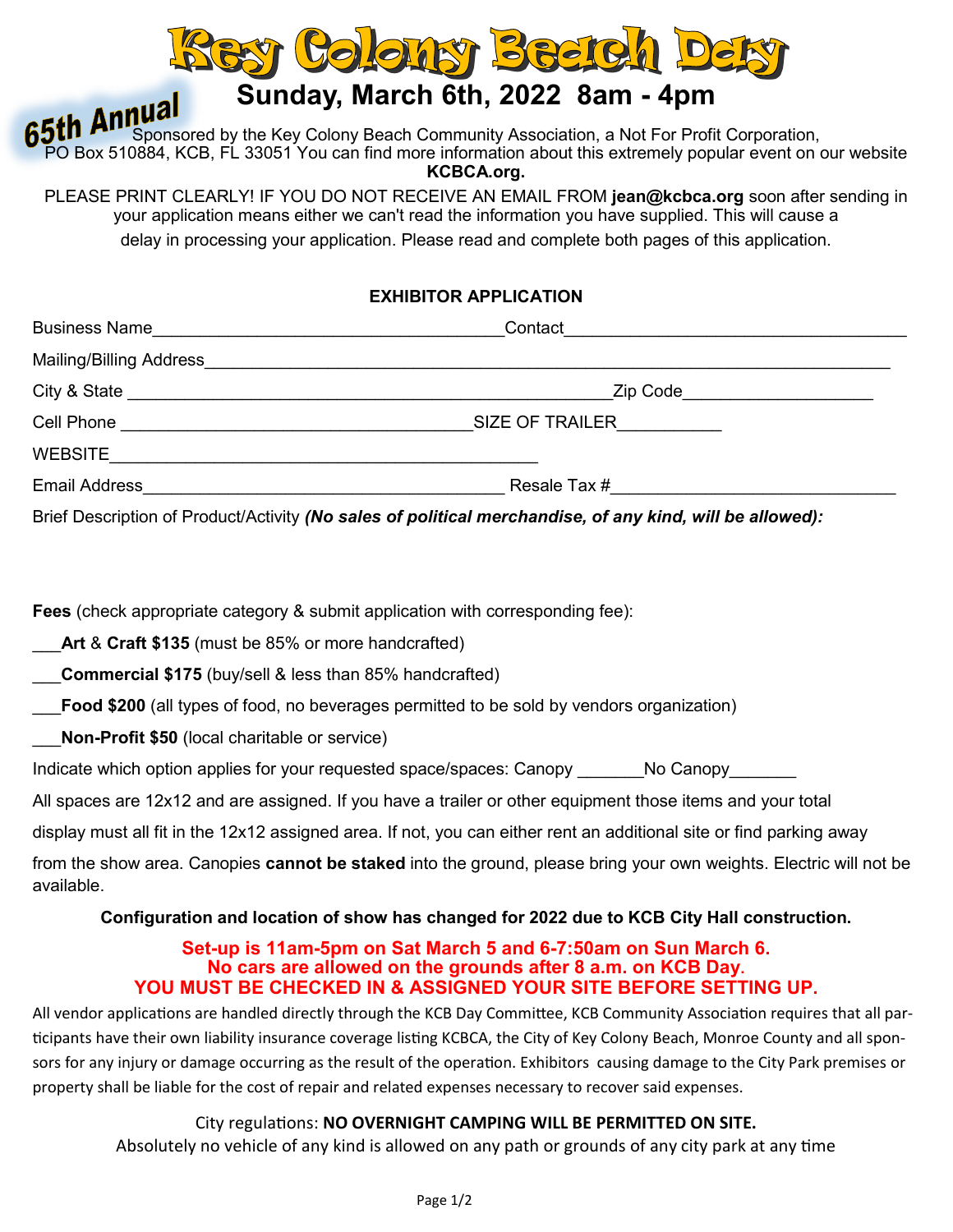# Key Colony Beach Day

## Sunday, March 6th, 2022 8am - 4pm

65th Annual

Sponsored by the Key Colony Beach Community Association, a Not For Profit Corporation, PO Box 510884, KCB, FL 33051 You can find more information about this extremely popular event on our website **KCBCA.org.**

PLEASE PRINT CLEARLY! IF YOU DO NOT RECEIVE AN EMAIL FROM **jean@kcbca.org** soon after sending in your application means either we can't read the information you have supplied. This will cause a delay in processing your application. Please read and complete both pages of this application.

**EXHIBITOR APPLICATION**

Business Name____________________________________Contact___________________________________

Mailing/Billing Address______________________________________________________________________

City & State _____________________________________________Zip Code____________________

Cell Phone ____________________________________SIZE OF TRAILER___________

WEBSITE____________________________________________

Email Address_____________________________________ Resale Tax #______________________________

Brief Description of Product/Activity ***(No sales of political merchandise, of any kind, will be allowed):***

**Fees** (check appropriate category & submit application with corresponding fee):

___**Art** & **Craft $135** (must be 85% or more handcrafted)

___**Commercial $175** (buy/sell & less than 85% handcrafted)

___**Food $200** (all types of food, no beverages permitted to be sold by vendors organization)

___**Non-Profit $50** (local charitable or service)

Indicate which option applies for your requested space/spaces: Canopy _______No Canopy_______

All spaces are 12x12 and are assigned. If you have a trailer or other equipment those items and your total display must all fit in the 12x12 assigned area. If not, you can either rent an additional site or find parking away from the show area. Canopies **cannot be staked** into the ground, please bring your own weights. Electric will not be available.

**Configuration and location of show has changed for 2022 due to KCB City Hall construction.**

**Set-up is 11am-5pm on Sat March 5 and 6-7:50am on Sun March 6.**
**No cars are allowed on the grounds after 8 a.m. on KCB Day.**
**YOU MUST BE CHECKED IN & ASSIGNED YOUR SITE BEFORE SETTING UP.**

All vendor applications are handled directly through the KCB Day Committee, KCB Community Association requires that all participants have their own liability insurance coverage listing KCBCA, the City of Key Colony Beach, Monroe County and all sponsors for any injury or damage occurring as the result of the operation. Exhibitors causing damage to the City Park premises or property shall be liable for the cost of repair and related expenses necessary to recover said expenses.

City regulations: **NO OVERNIGHT CAMPING WILL BE PERMITTED ON SITE.**
Absolutely no vehicle of any kind is allowed on any path or grounds of any city park at any time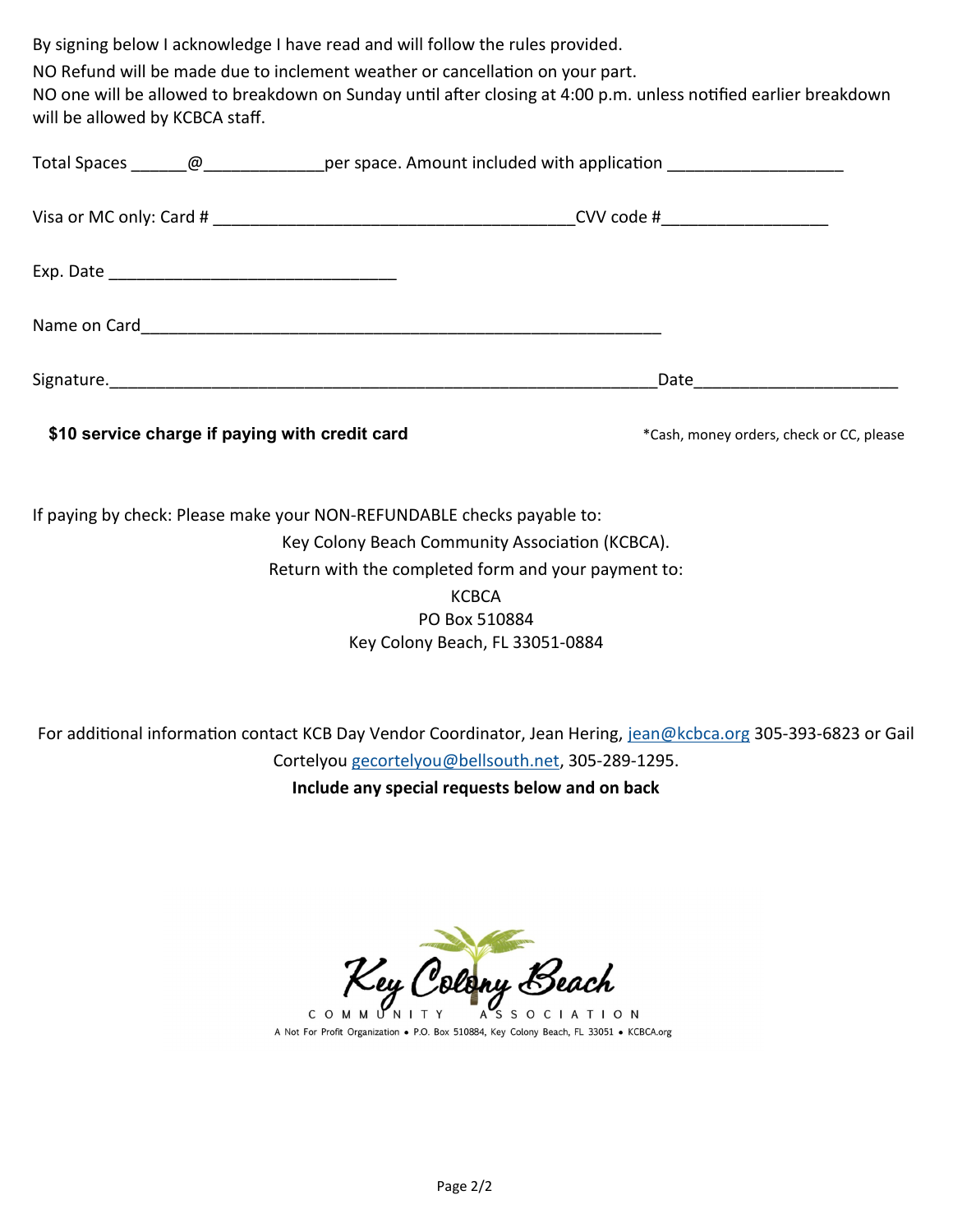By signing below I acknowledge I have read and will follow the rules provided.

NO Refund will be made due to inclement weather or cancellation on your part.
NO one will be allowed to breakdown on Sunday until after closing at 4:00 p.m. unless notified earlier breakdown will be allowed by KCBCA staff.

Total Spaces ______@_____________per space. Amount included with application __________________

Visa or MC only: Card # _______________________________________CVV code #_________________

Exp. Date ______________________________

Name on Card________________________________________________________

Signature.___________________________________________________________Date_____________________

**$10 service charge if paying with credit card**

*Cash, money orders, check or CC, please

If paying by check: Please make your NON-REFUNDABLE checks payable to:

Key Colony Beach Community Association (KCBCA).

Return with the completed form and your payment to:

KCBCA
PO Box 510884
Key Colony Beach, FL 33051-0884

For additional information contact KCB Day Vendor Coordinator, Jean Hering, jean@kcbca.org 305-393-6823 or Gail Cortelyou gecortelyou@bellsouth.net, 305-289-1295.

**Include any special requests below and on back**

Key Colony Beach
COMMUNITY ASSOCIATION
A Not For Profit Organization • P.O. Box 510884, Key Colony Beach, FL 33051 • KCBCA.org